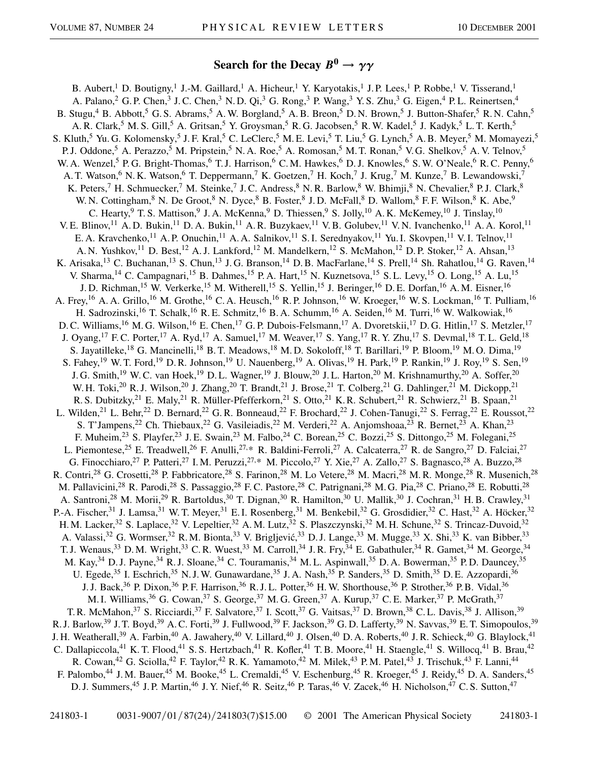# Search for the Decay $B^0 \to \gamma\gamma$

B. Aubert,[1] D. Boutigny,[1] J.-M. Gaillard,[1] A. Hicheur,[1] Y. Karyotakis,[1] J. P. Lees,[1] P. Robbe,[1] V. Tisserand,[1] A. Palano,[2] G. P. Chen,[3] J. C. Chen,[3] N. D. Qi,[3] G. Rong,[3] P. Wang,[3] Y. S. Zhu,[3] G. Eigen,[4] P. L. Reinertsen,[4] B. Stugu,[4] B. Abbott,[5] G. S. Abrams,[5] A. W. Borgland,[5] A. B. Breon,[5] D. N. Brown,[5] J. Button-Shafer,[5] R. N. Cahn,[5] A. R. Clark,[5] M. S. Gill,[5] A. Gritsan,[5] Y. Groysman,[5] R. G. Jacobsen,[5] R. W. Kadel,[5] J. Kadyk,[5] L. T. Kerth,[5] S. Kluth,[5] Yu. G. Kolomensky,[5] J. F. Kral,[5] C. LeClerc,[5] M. E. Levi,[5] T. Liu,[5] G. Lynch,[5] A. B. Meyer,[5] M. Momayezi,[5] P. J. Oddone,[5] A. Perazzo,[5] M. Pripstein,[5] N. A. Roe,[5] A. Romosan,[5] M. T. Ronan,[5] V. G. Shelkov,[5] A. V. Telnov,[5] W. A. Wenzel,[5] P. G. Bright-Thomas,[6] T. J. Harrison,[6] C. M. Hawkes,[6] D. J. Knowles,[6] S. W. O'Neale,[6] R. C. Penny,[6] A. T. Watson,[6] N. K. Watson,[6] T. Deppermann,[7] K. Goetzen,[7] H. Koch,[7] J. Krug,[7] M. Kunze,[7] B. Lewandowski,[7] K. Peters,[7] H. Schmuecker,[7] M. Steinke,[7] J. C. Andress,[8] N. R. Barlow,[8] W. Bhimji,[8] N. Chevalier,[8] P. J. Clark,[8] W. N. Cottingham,[8] N. De Groot,[8] N. Dyce,[8] B. Foster,[8] J. D. McFall,[8] D. Wallom,[8] F. F. Wilson,[8] K. Abe,[9] C. Hearty,[9] T. S. Mattison,[9] J. A. McKenna,[9] D. Thiessen,[9] S. Jolly,[10] A. K. McKemey,[10] J. Tinslay,[10] V. E. Blinov,[11] A. D. Bukin,[11] D. A. Bukin,[11] A. R. Buzykaev,[11] V. B. Golubev,[11] V. N. Ivanchenko,[11] A. A. Korol,[11] E. A. Kravchenko,[11] A. P. Onuchin,[11] A. A. Salnikov,[11] S. I. Serednyakov,[11] Yu. I. Skovpen,[11] V. I. Telnov,[11] A. N. Yushkov,[11] D. Best,[12] A. J. Lankford,[12] M. Mandelkern,[12] S. McMahon,[12] D. P. Stoker,[12] A. Ahsan,[13] K. Arisaka,[13] C. Buchanan,[13] S. Chun,[13] J. G. Branson,[14] D. B. MacFarlane,[14] S. Prell,[14] Sh. Rahatlou,[14] G. Raven,[14] V. Sharma,[14] C. Campagnari,[15] B. Dahmes,[15] P. A. Hart,[15] N. Kuznetsova,[15] S. L. Levy,[15] O. Long,[15] A. Lu,[15] J. D. Richman,[15] W. Verkerke,[15] M. Witherell,[15] S. Yellin,[15] J. Beringer,[16] D. E. Dorfan,[16] A. M. Eisner,[16] A. Frey,[16] A. A. Grillo,[16] M. Grothe,[16] C. A. Heusch,[16] R. P. Johnson,[16] W. Kroeger,[16] W. S. Lockman,[16] T. Pulliam,[16] H. Sadrozinski,[16] T. Schalk,[16] R. E. Schmitz,[16] B. A. Schumm,[16] A. Seiden,[16] M. Turri,[16] W. Walkowiak,[16] D. C. Williams,[16] M. G. Wilson,[16] E. Chen,[17] G. P. Dubois-Felsmann,[17] A. Dvoretskii,[17] D. G. Hitlin,[17] S. Metzler,[17] J. Oyang,[17] F. C. Porter,[17] A. Ryd,[17] A. Samuel,[17] M. Weaver,[17] S. Yang,[17] R. Y. Zhu,[17] S. Devmal,[18] T. L. Geld,[18] S. Jayatilleke,[18] G. Mancinelli,[18] B. T. Meadows,[18] M. D. Sokoloff,[18] T. Barillari,[19] P. Bloom,[19] M. O. Dima,[19] S. Fahey,[19] W. T. Ford,[19] D. R. Johnson,[19] U. Nauenberg,[19] A. Olivas,[19] H. Park,[19] P. Rankin,[19] J. Roy,[19] S. Sen,[19] J. G. Smith,[19] W. C. van Hoek,[19] D. L. Wagner,[19] J. Blouw,[20] J. L. Harton,[20] M. Krishnamurthy,[20] A. Soffer,[20] W. H. Toki,[20] R. J. Wilson,[20] J. Zhang,[20] T. Brandt,[21] J. Brose,[21] T. Colberg,[21] G. Dahlinger,[21] M. Dickopp,[21] R. S. Dubitzky,[21] E. Maly,[21] R. Müller-Pfefferkorn,[21] S. Otto,[21] K. R. Schubert,[21] R. Schwierz,[21] B. Spaan,[21] L. Wilden,[21] L. Behr,[22] D. Bernard,[22] G. R. Bonneaud,[22] F. Brochard,[22] J. Cohen-Tanugi,[22] S. Ferrag,[22] E. Roussot,[22] S. T'Jampens,[22] Ch. Thiebaux,[22] G. Vasileiadis,[22] M. Verderi,[22] A. Anjomshoaa,[23] R. Bernet,[23] A. Khan,[23] F. Muheim,[23] S. Playfer,[23] J. E. Swain,[23] M. Falbo,[24] C. Borean,[25] C. Bozzi,[25] S. Dittongo,[25] M. Folegani,[25] L. Piemontese,[25] E. Treadwell,[26] F. Anulli,[27,*] R. Baldini-Ferroli,[27] A. Calcaterra,[27] R. de Sangro,[27] D. Falciai,[27] G. Finocchiaro,[27] P. Patteri,[27] I. M. Peruzzi,[27,*] M. Piccolo,[27] Y. Xie,[27] A. Zallo,[27] S. Bagnasco,[28] A. Buzzo,[28] R. Contri,[28] G. Crosetti,[28] P. Fabbricatore,[28] S. Farinon,[28] M. Lo Vetere,[28] M. Macri,[28] M. R. Monge,[28] R. Musenich,[28] M. Pallavicini,[28] R. Parodi,[28] S. Passaggio,[28] F. C. Pastore,[28] C. Patrignani,[28] M. G. Pia,[28] C. Priano,[28] E. Robutti,[28] A. Santroni,[28] M. Morii,[29] R. Bartoldus,[30] T. Dignan,[30] R. Hamilton,[30] U. Mallik,[30] J. Cochran,[31] H. B. Crawley,[31] P.-A. Fischer,[31] J. Lamsa,[31] W. T. Meyer,[31] E. I. Rosenberg,[31] M. Benkebil,[32] G. Grosdidier,[32] C. Hast,[32] A. Höcker,[32] H. M. Lacker,[32] S. Laplace,[32] V. Lepeltier,[32] A. M. Lutz,[32] S. Plaszczynski,[32] M. H. Schune,[32] S. Trincaz-Duvoid,[32] A. Valassi,[32] G. Wormser,[32] R. M. Bionta,[33] V. Brigljević,[33] D. J. Lange,[33] M. Mugge,[33] X. Shi,[33] K. van Bibber,[33] T. J. Wenaus,[33] D. M. Wright,[33] C. R. Wuest,[33] M. Carroll,[34] J. R. Fry,[34] E. Gabathuler,[34] R. Gamet,[34] M. George,[34] M. Kay,[34] D. J. Payne,[34] R. J. Sloane,[34] C. Touramanis,[34] M. L. Aspinwall,[35] D. A. Bowerman,[35] P. D. Dauncey,[35] U. Egede,[35] I. Eschrich,[35] N. J. W. Gunawardane,[35] J. A. Nash,[35] P. Sanders,[35] D. Smith,[35] D. E. Azzopardi,[36] J. J. Back,[36] P. Dixon,[36] P. F. Harrison,[36] R. J. L. Potter,[36] H. W. Shorthouse,[36] P. Strother,[36] P. B. Vidal,[36] M. I. Williams,[36] G. Cowan,[37] S. George,[37] M. G. Green,[37] A. Kurup,[37] C. E. Marker,[37] P. McGrath,[37] T. R. McMahon,[37] S. Ricciardi,[37] F. Salvatore,[37] I. Scott,[37] G. Vaitsas,[37] D. Brown,[38] C. L. Davis,[38] J. Allison,[39] R. J. Barlow,[39] J. T. Boyd,[39] A. C. Forti,[39] J. Fullwood,[39] F. Jackson,[39] G. D. Lafferty,[39] N. Savvas,[39] E. T. Simopoulos,[39] J. H. Weatherall,[39] A. Farbin,[40] A. Jawahery,[40] V. Lillard,[40] J. Olsen,[40] D. A. Roberts,[40] J. R. Schieck,[40] G. Blaylock,[41] C. Dallapiccola,[41] K. T. Flood,[41] S. S. Hertzbach,[41] R. Kofler,[41] T. B. Moore,[41] H. Staengle,[41] S. Willocq,[41] B. Brau,[42] R. Cowan,[42] G. Sciolla,[42] F. Taylor,[42] R. K. Yamamoto,[42] M. Milek,[43] P. M. Patel,[43] J. Trischuk,[43] F. Lanni,[44] F. Palombo,[44] J. M. Bauer,[45] M. Booke,[45] L. Cremaldi,[45] V. Eschenburg,[45] R. Kroeger,[45] J. Reidy,[45] D. A. Sanders,[45] D. J. Summers,[45] J. P. Martin,[46] J. Y. Nief,[46] R. Seitz,[46] P. Taras,[46] V. Zacek,[46] H. Nicholson,[47] C. S. Sutton,[47]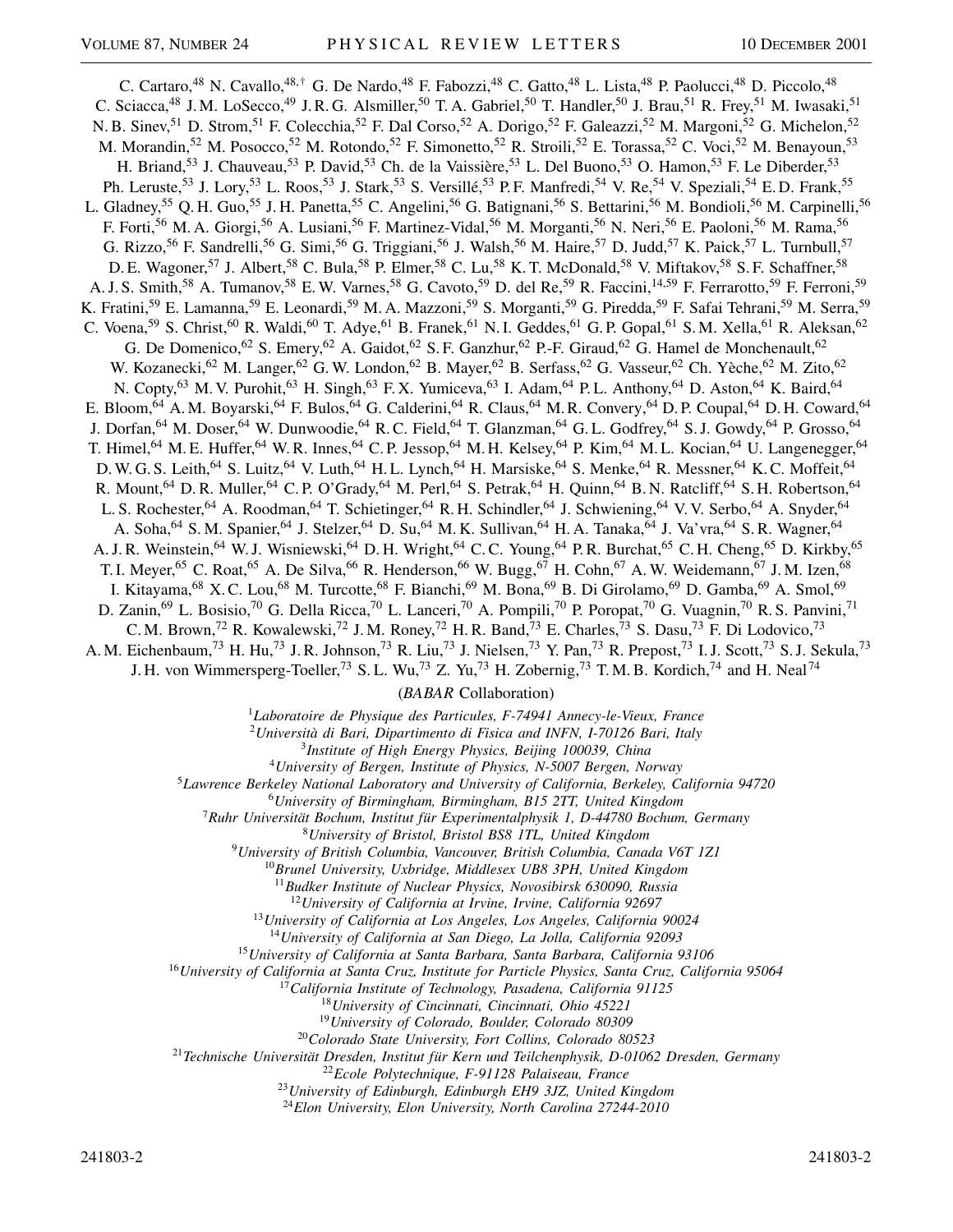C. Cartaro,[48] N. Cavallo,[48,†] G. De Nardo,[48] F. Fabozzi,[48] C. Gatto,[48] L. Lista,[48] P. Paolucci,[48] D. Piccolo,[48] C. Sciacca,[48] J. M. LoSecco,[49] J. R. G. Alsmiller,[50] T. A. Gabriel,[50] T. Handler,[50] J. Brau,[51] R. Frey,[51] M. Iwasaki,[51] N. B. Sinev,[51] D. Strom,[51] F. Colecchia,[52] F. Dal Corso,[52] A. Dorigo,[52] F. Galeazzi,[52] M. Margoni,[52] G. Michelon,[52] M. Morandin,[52] M. Posocco,[52] M. Rotondo,[52] F. Simonetto,[52] R. Stroili,[52] E. Torassa,[52] C. Voci,[52] M. Benayoun,[53] H. Briand,[53] J. Chauveau,[53] P. David,[53] Ch. de la Vaissière,[53] L. Del Buono,[53] O. Hamon,[53] F. Le Diberder,[53] Ph. Leruste,[53] J. Lory,[53] L. Roos,[53] J. Stark,[53] S. Versillé,[53] P. F. Manfredi,[54] V. Re,[54] V. Speziali,[54] E. D. Frank,[55] L. Gladney,[55] Q. H. Guo,[55] J. H. Panetta,[55] C. Angelini,[56] G. Batignani,[56] S. Bettarini,[56] M. Bondioli,[56] M. Carpinelli,[56] F. Forti,[56] M. A. Giorgi,[56] A. Lusiani,[56] F. Martinez-Vidal,[56] M. Morganti,[56] N. Neri,[56] E. Paoloni,[56] M. Rama,[56] G. Rizzo,[56] F. Sandrelli,[56] G. Simi,[56] G. Triggiani,[56] J. Walsh,[56] M. Haire,[57] D. Judd,[57] K. Paick,[57] L. Turnbull,[57] D. E. Wagoner,[57] J. Albert,[58] C. Bula,[58] P. Elmer,[58] C. Lu,[58] K. T. McDonald,[58] V. Miftakov,[58] S. F. Schaffner,[58] A. J. S. Smith,[58] A. Tumanov,[58] E. W. Varnes,[58] G. Cavoto,[59] D. del Re,[59] R. Faccini,[14,59] F. Ferrarotto,[59] F. Ferroni,[59] K. Fratini,[59] E. Lamanna,[59] E. Leonardi,[59] M. A. Mazzoni,[59] S. Morganti,[59] G. Piredda,[59] F. Safai Tehrani,[59] M. Serra,[59] C. Voena,[59] S. Christ,[60] R. Waldi,[60] T. Adye,[61] B. Franek,[61] N. I. Geddes,[61] G. P. Gopal,[61] S. M. Xella,[61] R. Aleksan,[62] G. De Domenico,[62] S. Emery,[62] A. Gaidot,[62] S. F. Ganzhur,[62] P.-F. Giraud,[62] G. Hamel de Monchenault,[62] W. Kozanecki,[62] M. Langer,[62] G. W. London,[62] B. Mayer,[62] B. Serfass,[62] G. Vasseur,[62] Ch. Yèche,[62] M. Zito,[62] N. Copty,[63] M. V. Purohit,[63] H. Singh,[63] F. X. Yumiceva,[63] I. Adam,[64] P. L. Anthony,[64] D. Aston,[64] K. Baird,[64] E. Bloom,[64] A. M. Boyarski,[64] F. Bulos,[64] G. Calderini,[64] R. Claus,[64] M. R. Convery,[64] D. P. Coupal,[64] D. H. Coward,[64] J. Dorfan,[64] M. Doser,[64] W. Dunwoodie,[64] R. C. Field,[64] T. Glanzman,[64] G. L. Godfrey,[64] S. J. Gowdy,[64] P. Grosso,[64] T. Himel,[64] M. E. Huffer,[64] W. R. Innes,[64] C. P. Jessop,[64] M. H. Kelsey,[64] P. Kim,[64] M. L. Kocian,[64] U. Langenegger,[64] D. W. G. S. Leith,[64] S. Luitz,[64] V. Luth,[64] H. L. Lynch,[64] H. Marsiske,[64] S. Menke,[64] R. Messner,[64] K. C. Moffeit,[64] R. Mount,[64] D. R. Muller,[64] C. P. O'Grady,[64] M. Perl,[64] S. Petrak,[64] H. Quinn,[64] B. N. Ratcliff,[64] S. H. Robertson,[64] L. S. Rochester,[64] A. Roodman,[64] T. Schietinger,[64] R. H. Schindler,[64] J. Schwiening,[64] V. V. Serbo,[64] A. Snyder,[64] A. Soha,[64] S. M. Spanier,[64] J. Stelzer,[64] D. Su,[64] M. K. Sullivan,[64] H. A. Tanaka,[64] J. Va'vra,[64] S. R. Wagner,[64] A. J. R. Weinstein,[64] W. J. Wisniewski,[64] D. H. Wright,[64] C. C. Young,[64] P. R. Burchat,[65] C. H. Cheng,[65] D. Kirkby,[65] T. I. Meyer,[65] C. Roat,[65] A. De Silva,[66] R. Henderson,[66] W. Bugg,[67] H. Cohn,[67] A. W. Weidemann,[67] J. M. Izen,[68] I. Kitayama,[68] X. C. Lou,[68] M. Turcotte,[68] F. Bianchi,[69] M. Bona,[69] B. Di Girolamo,[69] D. Gamba,[69] A. Smol,[69] D. Zanin,[69] L. Bosisio,[70] G. Della Ricca,[70] L. Lanceri,[70] A. Pompili,[70] P. Poropat,[70] G. Vuagnin,[70] R. S. Panvini,[71] C. M. Brown,[72] R. Kowalewski,[72] J. M. Roney,[72] H. R. Band,[73] E. Charles,[73] S. Dasu,[73] F. Di Lodovico,[73] A. M. Eichenbaum,[73] H. Hu,[73] J. R. Johnson,[73] R. Liu,[73] J. Nielsen,[73] Y. Pan,[73] R. Prepost,[73] I. J. Scott,[73] S. J. Sekula,[73] J. H. von Wimmersperg-Toeller,[73] S. L. Wu,[73] Z. Yu,[73] H. Zobernig,[73] T. M. B. Kordich,[74] and H. Neal[74]

(*BABAR* Collaboration)

[1]*Laboratoire de Physique des Particules, F-74941 Annecy-le-Vieux, France*
[2]*Università di Bari, Dipartimento di Fisica and INFN, I-70126 Bari, Italy*
[3]*Institute of High Energy Physics, Beijing 100039, China*
[4]*University of Bergen, Institute of Physics, N-5007 Bergen, Norway*
[5]*Lawrence Berkeley National Laboratory and University of California, Berkeley, California 94720*
[6]*University of Birmingham, Birmingham, B15 2TT, United Kingdom*
[7]*Ruhr Universität Bochum, Institut für Experimentalphysik 1, D-44780 Bochum, Germany*
[8]*University of Bristol, Bristol BS8 1TL, United Kingdom*
[9]*University of British Columbia, Vancouver, British Columbia, Canada V6T 1Z1*
[10]*Brunel University, Uxbridge, Middlesex UB8 3PH, United Kingdom*
[11]*Budker Institute of Nuclear Physics, Novosibirsk 630090, Russia*
[12]*University of California at Irvine, Irvine, California 92697*
[13]*University of California at Los Angeles, Los Angeles, California 90024*
[14]*University of California at San Diego, La Jolla, California 92093*
[15]*University of California at Santa Barbara, Santa Barbara, California 93106*
[16]*University of California at Santa Cruz, Institute for Particle Physics, Santa Cruz, California 95064*
[17]*California Institute of Technology, Pasadena, California 91125*
[18]*University of Cincinnati, Cincinnati, Ohio 45221*
[19]*University of Colorado, Boulder, Colorado 80309*
[20]*Colorado State University, Fort Collins, Colorado 80523*
[21]*Technische Universität Dresden, Institut für Kern und Teilchenphysik, D-01062 Dresden, Germany*
[22]*Ecole Polytechnique, F-91128 Palaiseau, France*
[23]*University of Edinburgh, Edinburgh EH9 3JZ, United Kingdom*
[24]*Elon University, Elon University, North Carolina 27244-2010*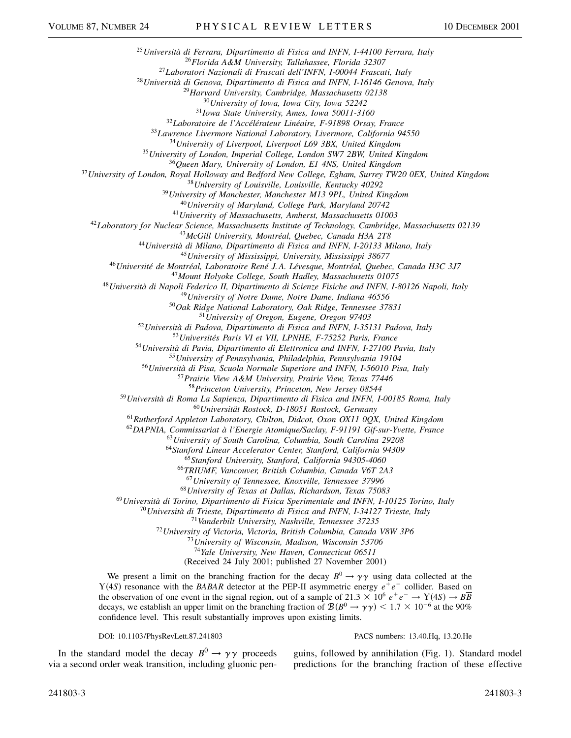[25]Università di Ferrara, Dipartimento di Fisica and INFN, I-44100 Ferrara, Italy
[26]Florida A&M University, Tallahassee, Florida 32307
[27]Laboratori Nazionali di Frascati dell'INFN, I-00044 Frascati, Italy
[28]Università di Genova, Dipartimento di Fisica and INFN, I-16146 Genova, Italy
[29]Harvard University, Cambridge, Massachusetts 02138
[30]University of Iowa, Iowa City, Iowa 52242
[31]Iowa State University, Ames, Iowa 50011-3160
[32]Laboratoire de l'Accélérateur Linéaire, F-91898 Orsay, France
[33]Lawrence Livermore National Laboratory, Livermore, California 94550
[34]University of Liverpool, Liverpool L69 3BX, United Kingdom
[35]University of London, Imperial College, London SW7 2BW, United Kingdom
[36]Queen Mary, University of London, E1 4NS, United Kingdom
[37]University of London, Royal Holloway and Bedford New College, Egham, Surrey TW20 0EX, United Kingdom
[38]University of Louisville, Louisville, Kentucky 40292
[39]University of Manchester, Manchester M13 9PL, United Kingdom
[40]University of Maryland, College Park, Maryland 20742
[41]University of Massachusetts, Amherst, Massachusetts 01003
[42]Laboratory for Nuclear Science, Massachusetts Institute of Technology, Cambridge, Massachusetts 02139
[43]McGill University, Montréal, Quebec, Canada H3A 2T8
[44]Università di Milano, Dipartimento di Fisica and INFN, I-20133 Milano, Italy
[45]University of Mississippi, University, Mississippi 38677
[46]Université de Montréal, Laboratoire René J.A. Lévesque, Montréal, Quebec, Canada H3C 3J7
[47]Mount Holyoke College, South Hadley, Massachusetts 01075
[48]Università di Napoli Federico II, Dipartimento di Scienze Fisiche and INFN, I-80126 Napoli, Italy
[49]University of Notre Dame, Notre Dame, Indiana 46556
[50]Oak Ridge National Laboratory, Oak Ridge, Tennessee 37831
[51]University of Oregon, Eugene, Oregon 97403
[52]Università di Padova, Dipartimento di Fisica and INFN, I-35131 Padova, Italy
[53]Universités Paris VI et VII, LPNHE, F-75252 Paris, France
[54]Università di Pavia, Dipartimento di Elettronica and INFN, I-27100 Pavia, Italy
[55]University of Pennsylvania, Philadelphia, Pennsylvania 19104
[56]Università di Pisa, Scuola Normale Superiore and INFN, I-56010 Pisa, Italy
[57]Prairie View A&M University, Prairie View, Texas 77446
[58]Princeton University, Princeton, New Jersey 08544
[59]Università di Roma La Sapienza, Dipartimento di Fisica and INFN, I-00185 Roma, Italy
[60]Universität Rostock, D-18051 Rostock, Germany
[61]Rutherford Appleton Laboratory, Chilton, Didcot, Oxon OX11 0QX, United Kingdom
[62]DAPNIA, Commissariat à l'Energie Atomique/Saclay, F-91191 Gif-sur-Yvette, France
[63]University of South Carolina, Columbia, South Carolina 29208
[64]Stanford Linear Accelerator Center, Stanford, California 94309
[65]Stanford University, Stanford, California 94305-4060
[66]TRIUMF, Vancouver, British Columbia, Canada V6T 2A3
[67]University of Tennessee, Knoxville, Tennessee 37996
[68]University of Texas at Dallas, Richardson, Texas 75083
[69]Università di Torino, Dipartimento di Fisica Sperimentale and INFN, I-10125 Torino, Italy
[70]Università di Trieste, Dipartimento di Fisica and INFN, I-34127 Trieste, Italy
[71]Vanderbilt University, Nashville, Tennessee 37235
[72]University of Victoria, Victoria, British Columbia, Canada V8W 3P6
[73]University of Wisconsin, Madison, Wisconsin 53706
[74]Yale University, New Haven, Connecticut 06511

(Received 24 July 2001; published 27 November 2001)

We present a limit on the branching fraction for the decay $B^0 \to \gamma\gamma$ using data collected at the $\Upsilon(4S)$ resonance with the *BABAR* detector at the PEP-II asymmetric energy $e^+e^-$ collider. Based on the observation of one event in the signal region, out of a sample of $21.3 \times 10^6$ $e^+e^- \to \Upsilon(4S) \to B\overline{B}$ decays, we establish an upper limit on the branching fraction of $\mathcal{B}(B^0 \to \gamma\gamma) < 1.7 \times 10^{-6}$ at the 90% confidence level. This result substantially improves upon existing limits.

DOI: 10.1103/PhysRevLett.87.241803 PACS numbers: 13.40.Hq, 13.20.He

In the standard model the decay $B^0 \to \gamma\gamma$ proceeds via a second order weak transition, including gluonic penguins, followed by annihilation (Fig. 1). Standard model predictions for the branching fraction of these effective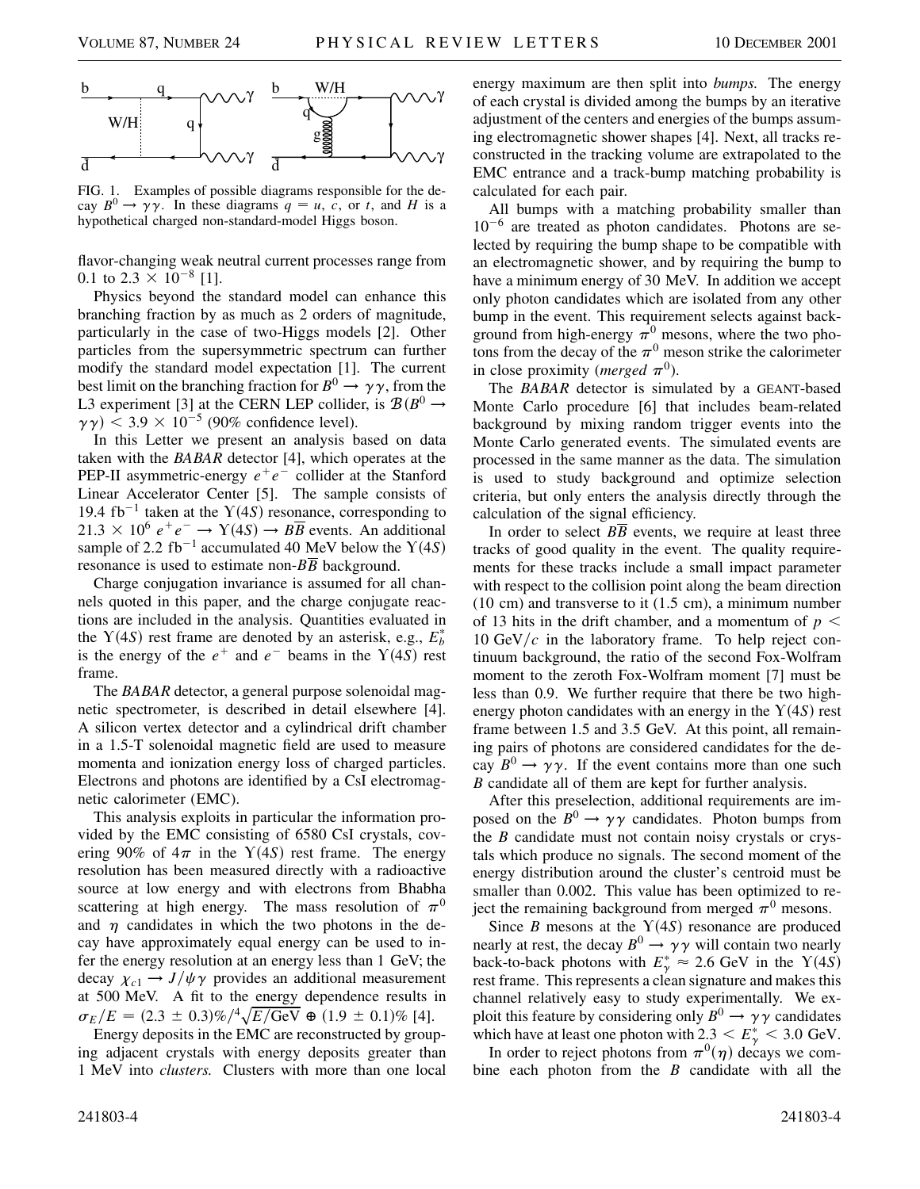FIG. 1. Examples of possible diagrams responsible for the decay $B^0 \to \gamma\gamma$. In these diagrams $q = u$, $c$, or $t$, and $H$ is a hypothetical charged non-standard-model Higgs boson.

flavor-changing weak neutral current processes range from 0.1 to $2.3 \times 10^{-8}$ [1].

Physics beyond the standard model can enhance this branching fraction by as much as 2 orders of magnitude, particularly in the case of two-Higgs models [2]. Other particles from the supersymmetric spectrum can further modify the standard model expectation [1]. The current best limit on the branching fraction for $B^0 \to \gamma\gamma$, from the L3 experiment [3] at the CERN LEP collider, is $\mathcal{B}(B^0 \to \gamma\gamma) < 3.9 \times 10^{-5}$ (90% confidence level).

In this Letter we present an analysis based on data taken with the *BABAR* detector [4], which operates at the PEP-II asymmetric-energy $e^+e^-$ collider at the Stanford Linear Accelerator Center [5]. The sample consists of 19.4 fb$^{-1}$ taken at the $\Upsilon(4S)$ resonance, corresponding to $21.3 \times 10^6$ $e^+e^- \to \Upsilon(4S) \to B\overline{B}$ events. An additional sample of 2.2 fb$^{-1}$ accumulated 40 MeV below the $\Upsilon(4S)$ resonance is used to estimate non-$B\overline{B}$ background.

Charge conjugation invariance is assumed for all channels quoted in this paper, and the charge conjugate reactions are included in the analysis. Quantities evaluated in the $\Upsilon(4S)$ rest frame are denoted by an asterisk, e.g., $E_b^*$ is the energy of the $e^+$ and $e^-$ beams in the $\Upsilon(4S)$ rest frame.

The *BABAR* detector, a general purpose solenoidal magnetic spectrometer, is described in detail elsewhere [4]. A silicon vertex detector and a cylindrical drift chamber in a 1.5-T solenoidal magnetic field are used to measure momenta and ionization energy loss of charged particles. Electrons and photons are identified by a CsI electromagnetic calorimeter (EMC).

This analysis exploits in particular the information provided by the EMC consisting of 6580 CsI crystals, covering 90% of $4\pi$ in the $\Upsilon(4S)$ rest frame. The energy resolution has been measured directly with a radioactive source at low energy and with electrons from Bhabha scattering at high energy. The mass resolution of $\pi^0$ and $\eta$ candidates in which the two photons in the decay have approximately equal energy can be used to infer the energy resolution at an energy less than 1 GeV; the decay $\chi_{c1} \to J/\psi\gamma$ provides an additional measurement at 500 MeV. A fit to the energy dependence results in $\sigma_E/E = (2.3 \pm 0.3)\%/\sqrt[4]{E/\text{GeV}} \oplus (1.9 \pm 0.1)\%$ [4].

Energy deposits in the EMC are reconstructed by grouping adjacent crystals with energy deposits greater than 1 MeV into *clusters.* Clusters with more than one local energy maximum are then split into *bumps.* The energy of each crystal is divided among the bumps by an iterative adjustment of the centers and energies of the bumps assuming electromagnetic shower shapes [4]. Next, all tracks reconstructed in the tracking volume are extrapolated to the EMC entrance and a track-bump matching probability is calculated for each pair.

All bumps with a matching probability smaller than $10^{-6}$ are treated as photon candidates. Photons are selected by requiring the bump shape to be compatible with an electromagnetic shower, and by requiring the bump to have a minimum energy of 30 MeV. In addition we accept only photon candidates which are isolated from any other bump in the event. This requirement selects against background from high-energy $\pi^0$ mesons, where the two photons from the decay of the $\pi^0$ meson strike the calorimeter in close proximity (*merged* $\pi^0$).

The *BABAR* detector is simulated by a GEANT-based Monte Carlo procedure [6] that includes beam-related background by mixing random trigger events into the Monte Carlo generated events. The simulated events are processed in the same manner as the data. The simulation is used to study background and optimize selection criteria, but only enters the analysis directly through the calculation of the signal efficiency.

In order to select $B\overline{B}$ events, we require at least three tracks of good quality in the event. The quality requirements for these tracks include a small impact parameter with respect to the collision point along the beam direction (10 cm) and transverse to it (1.5 cm), a minimum number of 13 hits in the drift chamber, and a momentum of $p < 10$ GeV/$c$ in the laboratory frame. To help reject continuum background, the ratio of the second Fox-Wolfram moment to the zeroth Fox-Wolfram moment [7] must be less than 0.9. We further require that there be two high-energy photon candidates with an energy in the $\Upsilon(4S)$ rest frame between 1.5 and 3.5 GeV. At this point, all remaining pairs of photons are considered candidates for the decay $B^0 \to \gamma\gamma$. If the event contains more than one such $B$ candidate all of them are kept for further analysis.

After this preselection, additional requirements are imposed on the $B^0 \to \gamma\gamma$ candidates. Photon bumps from the $B$ candidate must not contain noisy crystals or crystals which produce no signals. The second moment of the energy distribution around the cluster's centroid must be smaller than 0.002. This value has been optimized to reject the remaining background from merged $\pi^0$ mesons.

Since $B$ mesons at the $\Upsilon(4S)$ resonance are produced nearly at rest, the decay $B^0 \to \gamma\gamma$ will contain two nearly back-to-back photons with $E_\gamma^* \approx 2.6$ GeV in the $\Upsilon(4S)$ rest frame. This represents a clean signature and makes this channel relatively easy to study experimentally. We exploit this feature by considering only $B^0 \to \gamma\gamma$ candidates which have at least one photon with $2.3 < E_\gamma^* < 3.0$ GeV.

In order to reject photons from $\pi^0(\eta)$ decays we combine each photon from the $B$ candidate with all the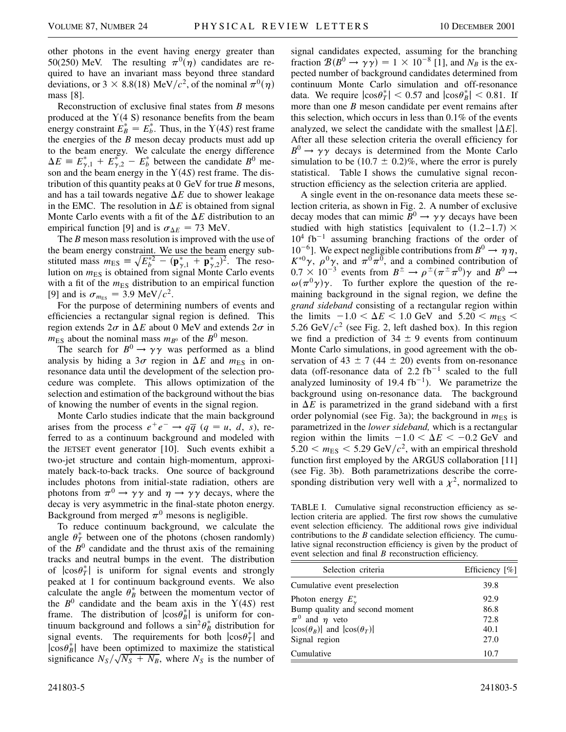other photons in the event having energy greater than 50(250) MeV. The resulting $\pi^0(\eta)$ candidates are required to have an invariant mass beyond three standard deviations, or $3 \times 8.8(18)$ MeV/$c^2$, of the nominal $\pi^0(\eta)$ mass [8].

Reconstruction of exclusive final states from $B$ mesons produced at the $\Upsilon(4\text{ S})$ resonance benefits from the beam energy constraint $E_B^* = E_b^*$. Thus, in the $\Upsilon(4S)$ rest frame the energies of the $B$ meson decay products must add up to the beam energy. We calculate the energy difference $\Delta E \equiv E_{\gamma,1}^* + E_{\gamma,2}^* - E_b^*$ between the candidate $B^0$ meson and the beam energy in the $\Upsilon(4S)$ rest frame. The distribution of this quantity peaks at 0 GeV for true $B$ mesons, and has a tail towards negative $\Delta E$ due to shower leakage in the EMC. The resolution in $\Delta E$ is obtained from signal Monte Carlo events with a fit of the $\Delta E$ distribution to an empirical function [9] and is $\sigma_{\Delta E} = 73$ MeV.

The $B$ meson mass resolution is improved with the use of the beam energy constraint. We use the beam energy substituted mass $m_{\text{ES}} \equiv \sqrt{E_b^{*2} - (\mathbf{p}_{\gamma,1}^* + \mathbf{p}_{\gamma,2}^*)^2}$. The resolution on $m_{\text{ES}}$ is obtained from signal Monte Carlo events with a fit of the $m_{\text{ES}}$ distribution to an empirical function [9] and is $\sigma_{m_{\text{ES}}} = 3.9$ MeV/$c^2$.

For the purpose of determining numbers of events and efficiencies a rectangular signal region is defined. This region extends $2\sigma$ in $\Delta E$ about 0 MeV and extends $2\sigma$ in $m_{\text{ES}}$ about the nominal mass $m_{B^0}$ of the $B^0$ meson.

The search for $B^0 \to \gamma\gamma$ was performed as a blind analysis by hiding a $3\sigma$ region in $\Delta E$ and $m_{\text{ES}}$ in on-resonance data until the development of the selection procedure was complete. This allows optimization of the selection and estimation of the background without the bias of knowing the number of events in the signal region.

Monte Carlo studies indicate that the main background arises from the process $e^+e^- \to q\overline{q}$ ($q = u, d, s$), referred to as a continuum background and modeled with the JETSET event generator [10]. Such events exhibit a two-jet structure and contain high-momentum, approximately back-to-back tracks. One source of background includes photons from initial-state radiation, others are photons from $\pi^0 \to \gamma\gamma$ and $\eta \to \gamma\gamma$ decays, where the decay is very asymmetric in the final-state photon energy. Background from merged $\pi^0$ mesons is negligible.

To reduce continuum background, we calculate the angle $\theta_T^*$ between one of the photons (chosen randomly) of the $B^0$ candidate and the thrust axis of the remaining tracks and neutral bumps in the event. The distribution of $|\cos\theta_T^*|$ is uniform for signal events and strongly peaked at 1 for continuum background events. We also calculate the angle $\theta_B^*$ between the momentum vector of the $B^0$ candidate and the beam axis in the $\Upsilon(4S)$ rest frame. The distribution of $|\cos\theta_B^*|$ is uniform for continuum background and follows a $\sin^2\theta_B^*$ distribution for signal events. The requirements for both $|\cos\theta_T^*|$ and $|\cos\theta_B^*|$ have been optimized to maximize the statistical significance $N_S/\sqrt{N_S + N_B}$, where $N_S$ is the number of signal candidates expected, assuming for the branching fraction $\mathcal{B}(B^0 \to \gamma\gamma) = 1 \times 10^{-8}$ [1], and $N_B$ is the expected number of background candidates determined from continuum Monte Carlo simulation and off-resonance data. We require $|\cos\theta_T^*| < 0.57$ and $|\cos\theta_B^*| < 0.81$. If more than one $B$ meson candidate per event remains after this selection, which occurs in less than 0.1% of the events analyzed, we select the candidate with the smallest $|\Delta E|$. After all these selection criteria the overall efficiency for $B^0 \to \gamma\gamma$ decays is determined from the Monte Carlo simulation to be $(10.7 \pm 0.2)$%, where the error is purely statistical. Table I shows the cumulative signal reconstruction efficiency as the selection criteria are applied.

A single event in the on-resonance data meets these selection criteria, as shown in Fig. 2. A number of exclusive decay modes that can mimic $B^0 \to \gamma\gamma$ decays have been studied with high statistics [equivalent to $(1.2\text{–}1.7) \times 10^4$ fb$^{-1}$ assuming branching fractions of the order of $10^{-6}$]. We expect negligible contributions from $B^0 \to \eta\eta$, $K^{*0}\gamma$, $\rho^0\gamma$, and $\pi^0\pi^0$, and a combined contribution of $0.7 \times 10^{-3}$ events from $B^\pm \to \rho^\pm(\pi^\pm\pi^0)\gamma$ and $B^0 \to \omega(\pi^0\gamma)\gamma$. To further explore the question of the remaining background in the signal region, we define the *grand sideband* consisting of a rectangular region within the limits $-1.0 < \Delta E < 1.0$ GeV and $5.20 < m_{\text{ES}} < 5.26$ GeV/$c^2$ (see Fig. 2, left dashed box). In this region we find a prediction of $34 \pm 9$ events from continuum Monte Carlo simulations, in good agreement with the observation of $43 \pm 7$ ($44 \pm 20$) events from on-resonance data (off-resonance data of 2.2 fb$^{-1}$ scaled to the full analyzed luminosity of 19.4 fb$^{-1}$). We parametrize the background using on-resonance data. The background in $\Delta E$ is parametrized in the grand sideband with a first order polynomial (see Fig. 3a); the background in $m_{\text{ES}}$ is parametrized in the *lower sideband,* which is a rectangular region within the limits $-1.0 < \Delta E < -0.2$ GeV and $5.20 < m_{\text{ES}} < 5.29$ GeV/$c^2$, with an empirical threshold function first employed by the ARGUS collaboration [11] (see Fig. 3b). Both parametrizations describe the corresponding distribution very well with a $\chi^2$, normalized to

TABLE I. Cumulative signal reconstruction efficiency as selection criteria are applied. The first row shows the cumulative event selection efficiency. The additional rows give individual contributions to the $B$ candidate selection efficiency. The cumulative signal reconstruction efficiency is given by the product of event selection and final $B$ reconstruction efficiency.

| Selection criteria | Efficiency [%] |
|---|---|
| Cumulative event preselection | 39.8 |
| Photon energy $E_\gamma^*$ | 92.9 |
| Bump quality and second moment | 86.8 |
| $\pi^0$ and $\eta$ veto | 72.8 |
| $\lvert\cos(\theta_B)\rvert$ and $\lvert\cos(\theta_T)\rvert$ | 40.1 |
| Signal region | 27.0 |
| Cumulative | 10.7 |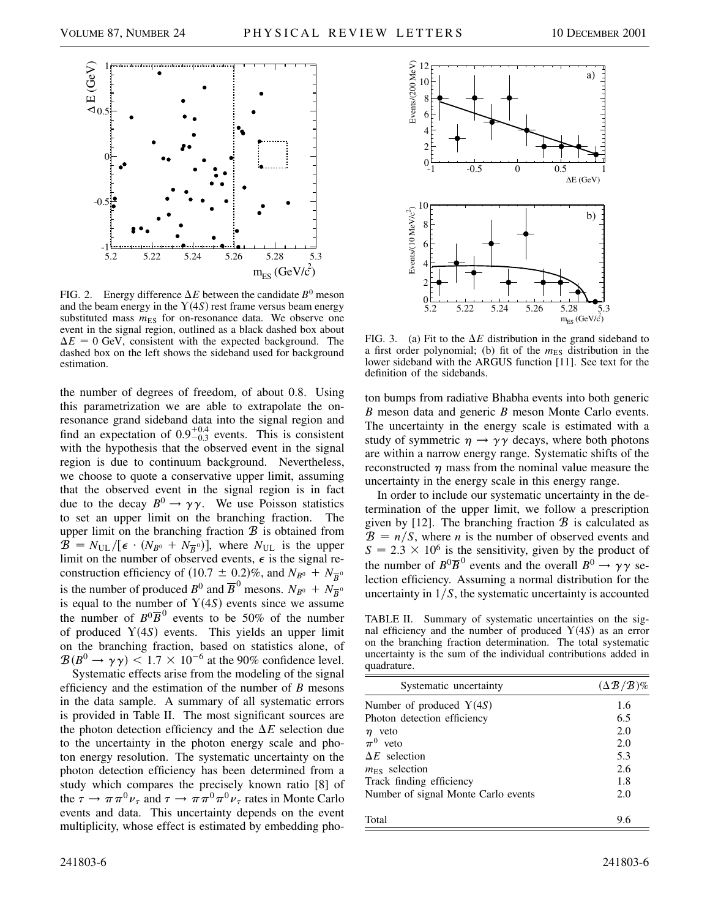FIG. 2. Energy difference $\Delta E$ between the candidate $B^0$ meson and the beam energy in the $\Upsilon(4S)$ rest frame versus beam energy substituted mass $m_{\rm ES}$ for on-resonance data. We observe one event in the signal region, outlined as a black dashed box about $\Delta E = 0$ GeV, consistent with the expected background. The dashed box on the left shows the sideband used for background estimation.

FIG. 3. (a) Fit to the $\Delta E$ distribution in the grand sideband to a first order polynomial; (b) fit of the $m_{\rm ES}$ distribution in the lower sideband with the ARGUS function [11]. See text for the definition of the sidebands.

the number of degrees of freedom, of about 0.8. Using this parametrization we are able to extrapolate the on-resonance grand sideband data into the signal region and find an expectation of $0.9^{+0.4}_{-0.3}$ events. This is consistent with the hypothesis that the observed event in the signal region is due to continuum background. Nevertheless, we choose to quote a conservative upper limit, assuming that the observed event in the signal region is in fact due to the decay $B^0 \rightarrow \gamma\gamma$. We use Poisson statistics to set an upper limit on the branching fraction. The upper limit on the branching fraction $\mathcal{B}$ is obtained from $\mathcal{B} = N_{\rm UL}/[\epsilon \cdot (N_{B^0} + N_{\overline{B}^0})]$, where $N_{\rm UL}$ is the upper limit on the number of observed events, $\epsilon$ is the signal reconstruction efficiency of $(10.7 \pm 0.2)\%$, and $N_{B^0} + N_{\overline{B}^0}$ is the number of produced $B^0$ and $\overline{B}^0$ mesons. $N_{B^0} + N_{\overline{B}^0}$ is equal to the number of $\Upsilon(4S)$ events since we assume the number of $B^0\overline{B}^0$ events to be 50% of the number of produced $\Upsilon(4S)$ events. This yields an upper limit on the branching fraction, based on statistics alone, of $\mathcal{B}(B^0 \rightarrow \gamma\gamma) < 1.7 \times 10^{-6}$ at the 90% confidence level.

Systematic effects arise from the modeling of the signal efficiency and the estimation of the number of $B$ mesons in the data sample. A summary of all systematic errors is provided in Table II. The most significant sources are the photon detection efficiency and the $\Delta E$ selection due to the uncertainty in the photon energy scale and photon energy resolution. The systematic uncertainty on the photon detection efficiency has been determined from a study which compares the precisely known ratio [8] of the $\tau \rightarrow \pi\pi^0\nu_\tau$ and $\tau \rightarrow \pi\pi^0\pi^0\nu_\tau$ rates in Monte Carlo events and data. This uncertainty depends on the event multiplicity, whose effect is estimated by embedding photon bumps from radiative Bhabha events into both generic $B$ meson data and generic $B$ meson Monte Carlo events. The uncertainty in the energy scale is estimated with a study of symmetric $\eta \rightarrow \gamma\gamma$ decays, where both photons are within a narrow energy range. Systematic shifts of the reconstructed $\eta$ mass from the nominal value measure the uncertainty in the energy scale in this energy range.

In order to include our systematic uncertainty in the determination of the upper limit, we follow a prescription given by [12]. The branching fraction $\mathcal{B}$ is calculated as $\mathcal{B} = n/S$, where $n$ is the number of observed events and $S = 2.3 \times 10^6$ is the sensitivity, given by the product of the number of $B^0\overline{B}^0$ events and the overall $B^0 \rightarrow \gamma\gamma$ selection efficiency. Assuming a normal distribution for the uncertainty in $1/S$, the systematic uncertainty is accounted

TABLE II. Summary of systematic uncertainties on the signal efficiency and the number of produced $\Upsilon(4S)$ as an error on the branching fraction determination. The total systematic uncertainty is the sum of the individual contributions added in quadrature.

| Systematic uncertainty | $(\Delta\mathcal{B}/\mathcal{B})\%$ |
|---|---|
| Number of produced $\Upsilon(4S)$ | 1.6 |
| Photon detection efficiency | 6.5 |
| $\eta$ veto | 2.0 |
| $\pi^0$ veto | 2.0 |
| $\Delta E$ selection | 5.3 |
| $m_{\rm ES}$ selection | 2.6 |
| Track finding efficiency | 1.8 |
| Number of signal Monte Carlo events | 2.0 |
| Total | 9.6 |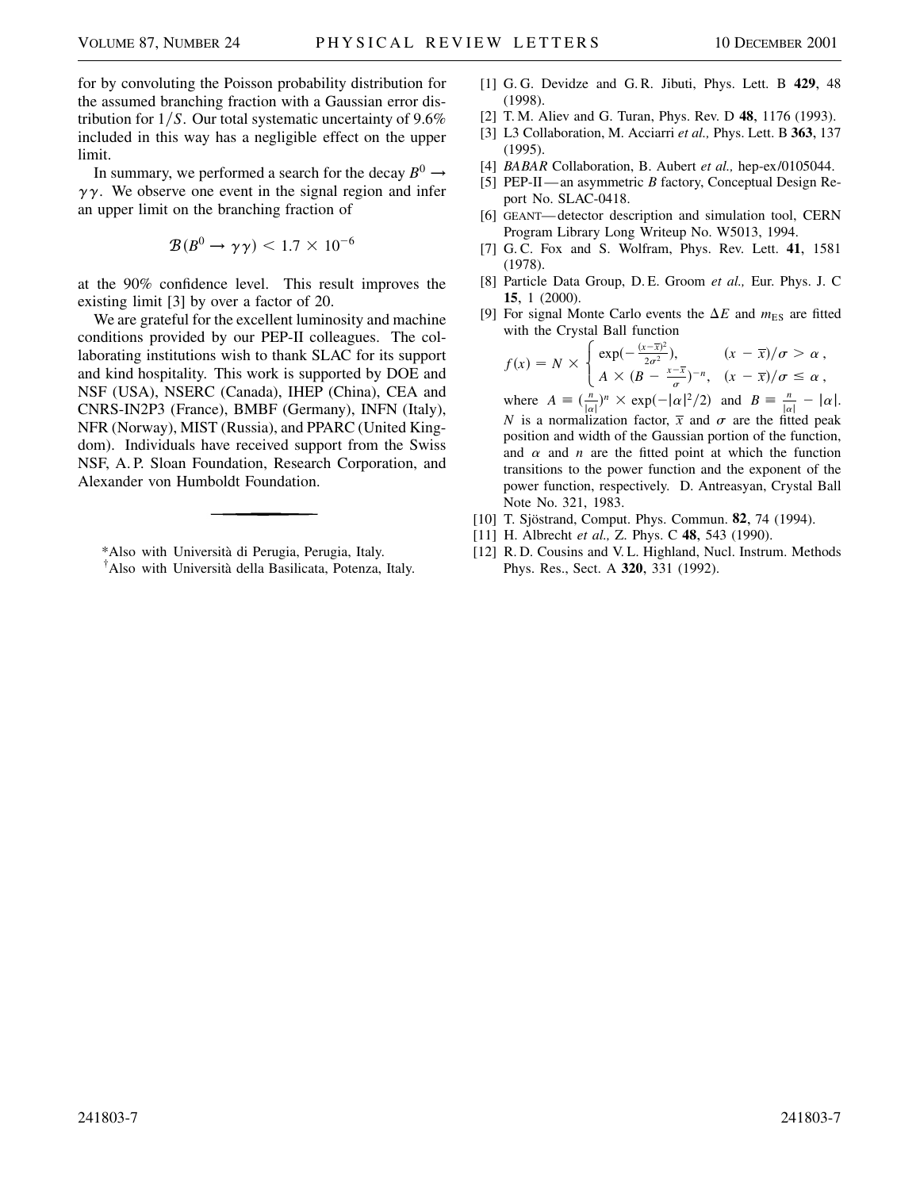for by convoluting the Poisson probability distribution for the assumed branching fraction with a Gaussian error distribution for $1/S$. Our total systematic uncertainty of 9.6% included in this way has a negligible effect on the upper limit.

In summary, we performed a search for the decay $B^0 \to \gamma\gamma$. We observe one event in the signal region and infer an upper limit on the branching fraction of

$$\mathcal{B}(B^0 \to \gamma\gamma) < 1.7 \times 10^{-6}$$

at the 90% confidence level. This result improves the existing limit [3] by over a factor of 20.

We are grateful for the excellent luminosity and machine conditions provided by our PEP-II colleagues. The collaborating institutions wish to thank SLAC for its support and kind hospitality. This work is supported by DOE and NSF (USA), NSERC (Canada), IHEP (China), CEA and CNRS-IN2P3 (France), BMBF (Germany), INFN (Italy), NFR (Norway), MIST (Russia), and PPARC (United Kingdom). Individuals have received support from the Swiss NSF, A. P. Sloan Foundation, Research Corporation, and Alexander von Humboldt Foundation.

---

*Also with Università di Perugia, Perugia, Italy.

†Also with Università della Basilicata, Potenza, Italy.

[1] G. G. Devidze and G. R. Jibuti, Phys. Lett. B **429**, 48 (1998).

[2] T. M. Aliev and G. Turan, Phys. Rev. D **48**, 1176 (1993).

[3] L3 Collaboration, M. Acciarri *et al.,* Phys. Lett. B **363**, 137 (1995).

[4] *BABAR* Collaboration, B. Aubert *et al.,* hep-ex/0105044.

[5] PEP-II—an asymmetric *B* factory, Conceptual Design Report No. SLAC-0418.

[6] GEANT—detector description and simulation tool, CERN Program Library Long Writeup No. W5013, 1994.

[7] G. C. Fox and S. Wolfram, Phys. Rev. Lett. **41**, 1581 (1978).

[8] Particle Data Group, D. E. Groom *et al.,* Eur. Phys. J. C **15**, 1 (2000).

[9] For signal Monte Carlo events the $\Delta E$ and $m_{\rm ES}$ are fitted with the Crystal Ball function

$$f(x) = N \times \begin{cases} \exp(-\frac{(x-\bar{x})^2}{2\sigma^2}), & (x-\bar{x})/\sigma > \alpha\,, \\ A \times (B - \frac{x-\bar{x}}{\sigma})^{-n}, & (x-\bar{x})/\sigma \leq \alpha\,, \end{cases}$$

where $A \equiv (\frac{n}{|\alpha|})^n \times \exp(-|\alpha|^2/2)$ and $B \equiv \frac{n}{|\alpha|} - |\alpha|$. $N$ is a normalization factor, $\bar{x}$ and $\sigma$ are the fitted peak position and width of the Gaussian portion of the function, and $\alpha$ and $n$ are the fitted point at which the function transitions to the power function and the exponent of the power function, respectively. D. Antreasyan, Crystal Ball Note No. 321, 1983.

[10] T. Sjöstrand, Comput. Phys. Commun. **82**, 74 (1994).

[11] H. Albrecht *et al.,* Z. Phys. C **48**, 543 (1990).

[12] R. D. Cousins and V. L. Highland, Nucl. Instrum. Methods Phys. Res., Sect. A **320**, 331 (1992).